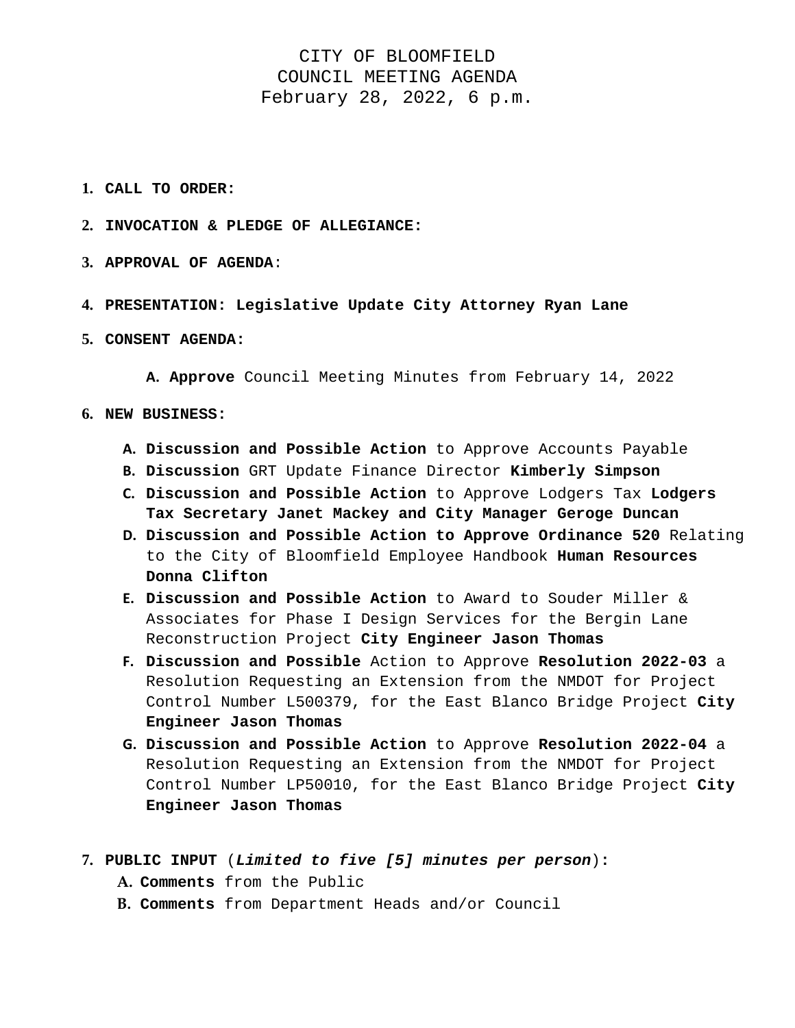# CITY OF BLOOMFIELD
## COUNCIL MEETING AGENDA
### February 28, 2022, 6 p.m.

1. **CALL TO ORDER:**

2. **INVOCATION & PLEDGE OF ALLEGIANCE:**

3. **APPROVAL OF AGENDA**:

4. **PRESENTATION: Legislative Update City Attorney Ryan Lane**

5. **CONSENT AGENDA:**

   A. **Approve** Council Meeting Minutes from February 14, 2022

6. **NEW BUSINESS:**

   A. **Discussion and Possible Action** to Approve Accounts Payable
   B. **Discussion** GRT Update Finance Director **Kimberly Simpson**
   C. **Discussion and Possible Action** to Approve Lodgers Tax **Lodgers Tax Secretary Janet Mackey and City Manager Geroge Duncan**
   D. **Discussion and Possible Action to Approve Ordinance 520** Relating to the City of Bloomfield Employee Handbook **Human Resources Donna Clifton**
   E. **Discussion and Possible Action** to Award to Souder Miller & Associates for Phase I Design Services for the Bergin Lane Reconstruction Project **City Engineer Jason Thomas**
   F. **Discussion and Possible** Action to Approve **Resolution 2022-03** a Resolution Requesting an Extension from the NMDOT for Project Control Number L500379, for the East Blanco Bridge Project **City Engineer Jason Thomas**
   G. **Discussion and Possible Action** to Approve **Resolution 2022-04** a Resolution Requesting an Extension from the NMDOT for Project Control Number LP50010, for the East Blanco Bridge Project **City Engineer Jason Thomas**

7. **PUBLIC INPUT** (***Limited to five [5] minutes per person***)**:**

   A. **Comments** from the Public
   B. **Comments** from Department Heads and/or Council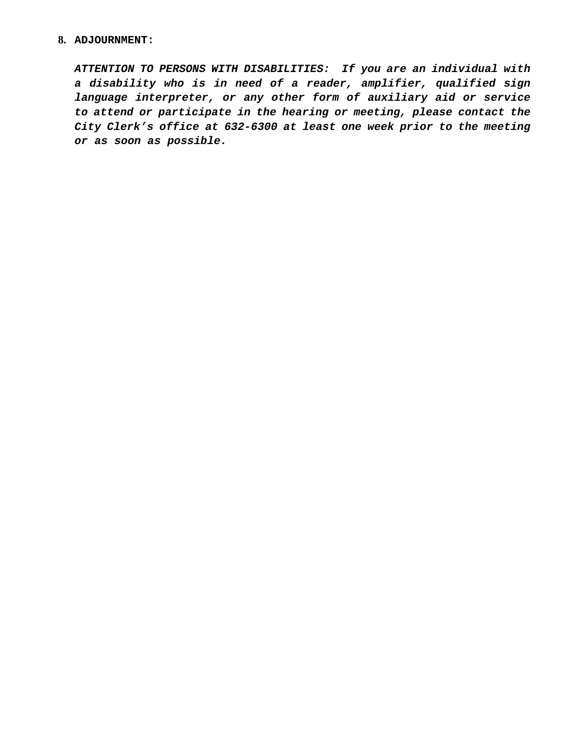8. **ADJOURNMENT:**

***ATTENTION TO PERSONS WITH DISABILITIES:** If you are an individual with a disability who is in need of a reader, amplifier, qualified sign language interpreter, or any other form of auxiliary aid or service to attend or participate in the hearing or meeting, please contact the City Clerk's office at 632-6300 at least one week prior to the meeting or as soon as possible.*